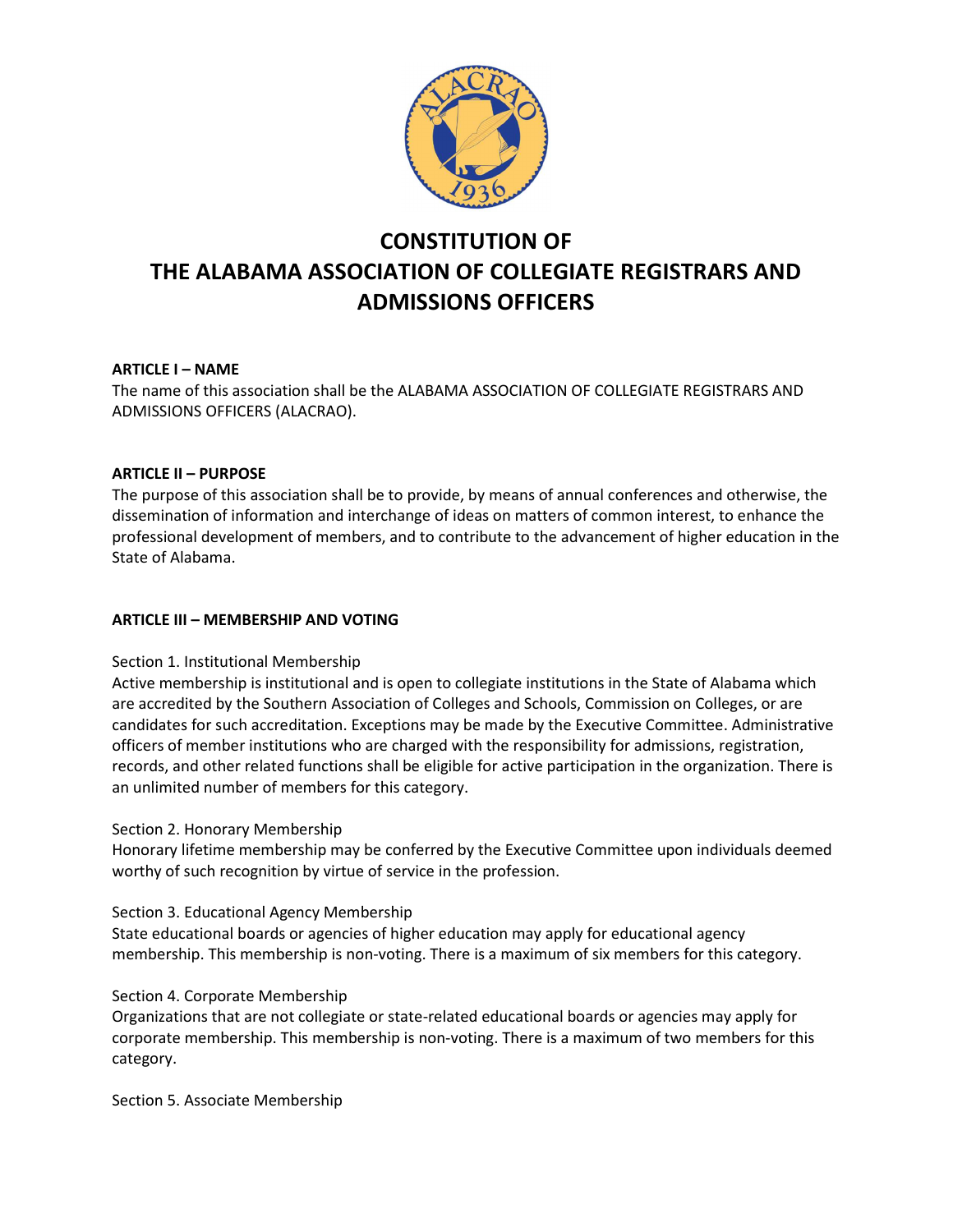# CONSTITUTION OF THE ALABAMA ASSOCIATION OF COLLEGIATE REGISTRARS AND ADMISSIONS OFFICERS

**ARTICLE I – NAME**

The name of this association shall be the ALABAMA ASSOCIATION OF COLLEGIATE REGISTRARS AND ADMISSIONS OFFICERS (ALACRAO).

**ARTICLE II – PURPOSE**

The purpose of this association shall be to provide, by means of annual conferences and otherwise, the dissemination of information and interchange of ideas on matters of common interest, to enhance the professional development of members, and to contribute to the advancement of higher education in the State of Alabama.

**ARTICLE III – MEMBERSHIP AND VOTING**

Section 1. Institutional Membership

Active membership is institutional and is open to collegiate institutions in the State of Alabama which are accredited by the Southern Association of Colleges and Schools, Commission on Colleges, or are candidates for such accreditation. Exceptions may be made by the Executive Committee. Administrative officers of member institutions who are charged with the responsibility for admissions, registration, records, and other related functions shall be eligible for active participation in the organization. There is an unlimited number of members for this category.

Section 2. Honorary Membership

Honorary lifetime membership may be conferred by the Executive Committee upon individuals deemed worthy of such recognition by virtue of service in the profession.

Section 3. Educational Agency Membership

State educational boards or agencies of higher education may apply for educational agency membership. This membership is non-voting. There is a maximum of six members for this category.

Section 4. Corporate Membership

Organizations that are not collegiate or state-related educational boards or agencies may apply for corporate membership. This membership is non-voting. There is a maximum of two members for this category.

Section 5. Associate Membership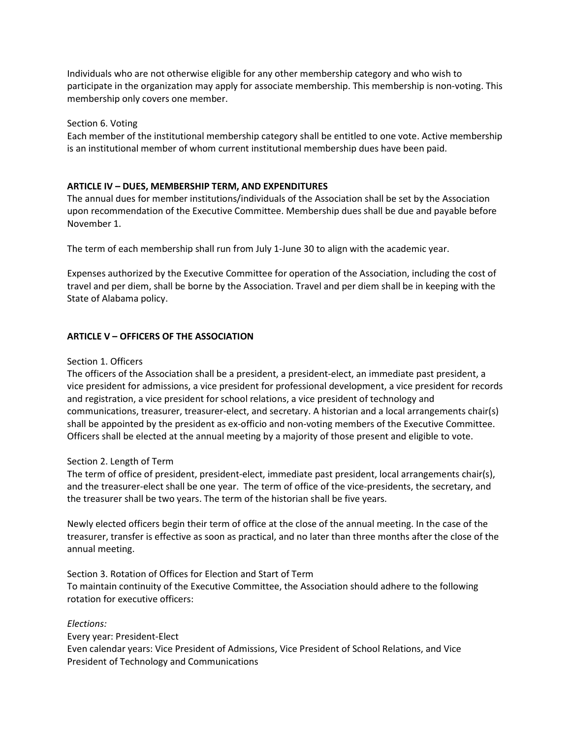Individuals who are not otherwise eligible for any other membership category and who wish to participate in the organization may apply for associate membership. This membership is non-voting. This membership only covers one member.

Section 6. Voting
Each member of the institutional membership category shall be entitled to one vote. Active membership is an institutional member of whom current institutional membership dues have been paid.

**ARTICLE IV – DUES, MEMBERSHIP TERM, AND EXPENDITURES**

The annual dues for member institutions/individuals of the Association shall be set by the Association upon recommendation of the Executive Committee. Membership dues shall be due and payable before November 1.

The term of each membership shall run from July 1-June 30 to align with the academic year.

Expenses authorized by the Executive Committee for operation of the Association, including the cost of travel and per diem, shall be borne by the Association. Travel and per diem shall be in keeping with the State of Alabama policy.

**ARTICLE V – OFFICERS OF THE ASSOCIATION**

Section 1. Officers
The officers of the Association shall be a president, a president-elect, an immediate past president, a vice president for admissions, a vice president for professional development, a vice president for records and registration, a vice president for school relations, a vice president of technology and communications, treasurer, treasurer-elect, and secretary. A historian and a local arrangements chair(s) shall be appointed by the president as ex-officio and non-voting members of the Executive Committee. Officers shall be elected at the annual meeting by a majority of those present and eligible to vote.

Section 2. Length of Term
The term of office of president, president-elect, immediate past president, local arrangements chair(s), and the treasurer-elect shall be one year. The term of office of the vice-presidents, the secretary, and the treasurer shall be two years. The term of the historian shall be five years.

Newly elected officers begin their term of office at the close of the annual meeting. In the case of the treasurer, transfer is effective as soon as practical, and no later than three months after the close of the annual meeting.

Section 3. Rotation of Offices for Election and Start of Term
To maintain continuity of the Executive Committee, the Association should adhere to the following rotation for executive officers:

*Elections:*
Every year: President-Elect
Even calendar years: Vice President of Admissions, Vice President of School Relations, and Vice President of Technology and Communications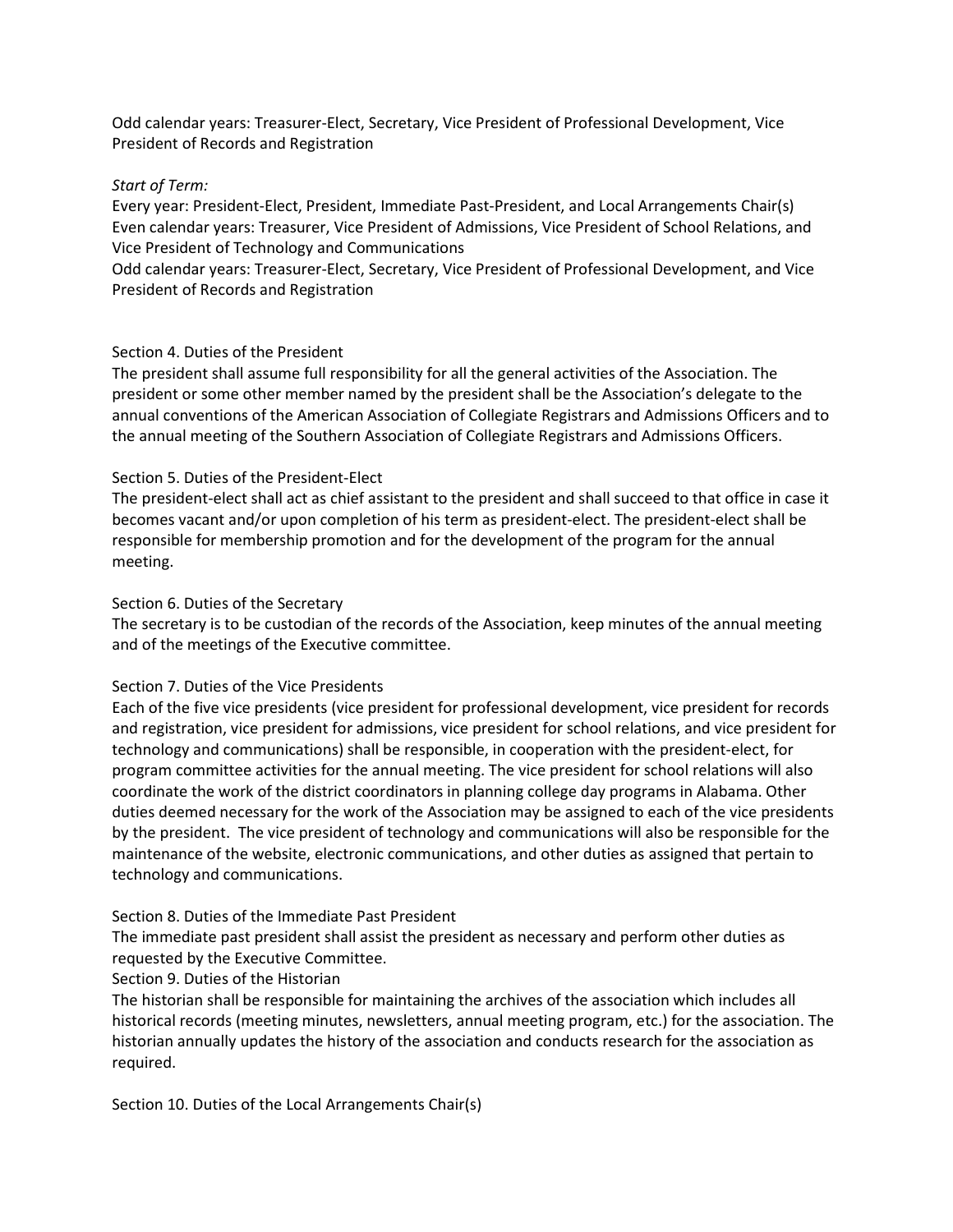Odd calendar years: Treasurer-Elect, Secretary, Vice President of Professional Development, Vice President of Records and Registration

*Start of Term:*

Every year: President-Elect, President, Immediate Past-President, and Local Arrangements Chair(s)
Even calendar years: Treasurer, Vice President of Admissions, Vice President of School Relations, and Vice President of Technology and Communications
Odd calendar years: Treasurer-Elect, Secretary, Vice President of Professional Development, and Vice President of Records and Registration

Section 4. Duties of the President

The president shall assume full responsibility for all the general activities of the Association. The president or some other member named by the president shall be the Association's delegate to the annual conventions of the American Association of Collegiate Registrars and Admissions Officers and to the annual meeting of the Southern Association of Collegiate Registrars and Admissions Officers.

Section 5. Duties of the President-Elect

The president-elect shall act as chief assistant to the president and shall succeed to that office in case it becomes vacant and/or upon completion of his term as president-elect. The president-elect shall be responsible for membership promotion and for the development of the program for the annual meeting.

Section 6. Duties of the Secretary

The secretary is to be custodian of the records of the Association, keep minutes of the annual meeting and of the meetings of the Executive committee.

Section 7. Duties of the Vice Presidents

Each of the five vice presidents (vice president for professional development, vice president for records and registration, vice president for admissions, vice president for school relations, and vice president for technology and communications) shall be responsible, in cooperation with the president-elect, for program committee activities for the annual meeting. The vice president for school relations will also coordinate the work of the district coordinators in planning college day programs in Alabama. Other duties deemed necessary for the work of the Association may be assigned to each of the vice presidents by the president. The vice president of technology and communications will also be responsible for the maintenance of the website, electronic communications, and other duties as assigned that pertain to technology and communications.

Section 8. Duties of the Immediate Past President

The immediate past president shall assist the president as necessary and perform other duties as requested by the Executive Committee.

Section 9. Duties of the Historian

The historian shall be responsible for maintaining the archives of the association which includes all historical records (meeting minutes, newsletters, annual meeting program, etc.) for the association. The historian annually updates the history of the association and conducts research for the association as required.

Section 10. Duties of the Local Arrangements Chair(s)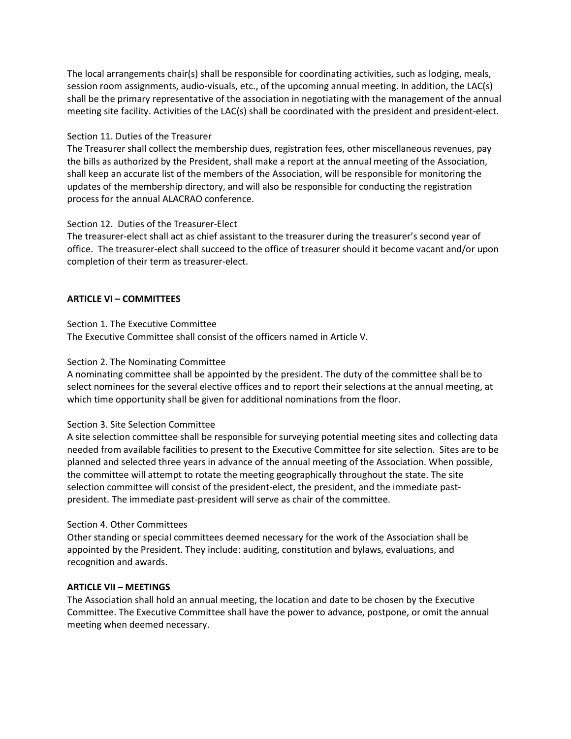The local arrangements chair(s) shall be responsible for coordinating activities, such as lodging, meals, session room assignments, audio-visuals, etc., of the upcoming annual meeting. In addition, the LAC(s) shall be the primary representative of the association in negotiating with the management of the annual meeting site facility. Activities of the LAC(s) shall be coordinated with the president and president-elect.

Section 11. Duties of the Treasurer
The Treasurer shall collect the membership dues, registration fees, other miscellaneous revenues, pay the bills as authorized by the President, shall make a report at the annual meeting of the Association, shall keep an accurate list of the members of the Association, will be responsible for monitoring the updates of the membership directory, and will also be responsible for conducting the registration process for the annual ALACRAO conference.

Section 12. Duties of the Treasurer-Elect
The treasurer-elect shall act as chief assistant to the treasurer during the treasurer's second year of office. The treasurer-elect shall succeed to the office of treasurer should it become vacant and/or upon completion of their term as treasurer-elect.

**ARTICLE VI – COMMITTEES**

Section 1. The Executive Committee
The Executive Committee shall consist of the officers named in Article V.

Section 2. The Nominating Committee
A nominating committee shall be appointed by the president. The duty of the committee shall be to select nominees for the several elective offices and to report their selections at the annual meeting, at which time opportunity shall be given for additional nominations from the floor.

Section 3. Site Selection Committee
A site selection committee shall be responsible for surveying potential meeting sites and collecting data needed from available facilities to present to the Executive Committee for site selection. Sites are to be planned and selected three years in advance of the annual meeting of the Association. When possible, the committee will attempt to rotate the meeting geographically throughout the state. The site selection committee will consist of the president-elect, the president, and the immediate past-president. The immediate past-president will serve as chair of the committee.

Section 4. Other Committees
Other standing or special committees deemed necessary for the work of the Association shall be appointed by the President. They include: auditing, constitution and bylaws, evaluations, and recognition and awards.

**ARTICLE VII – MEETINGS**
The Association shall hold an annual meeting, the location and date to be chosen by the Executive Committee. The Executive Committee shall have the power to advance, postpone, or omit the annual meeting when deemed necessary.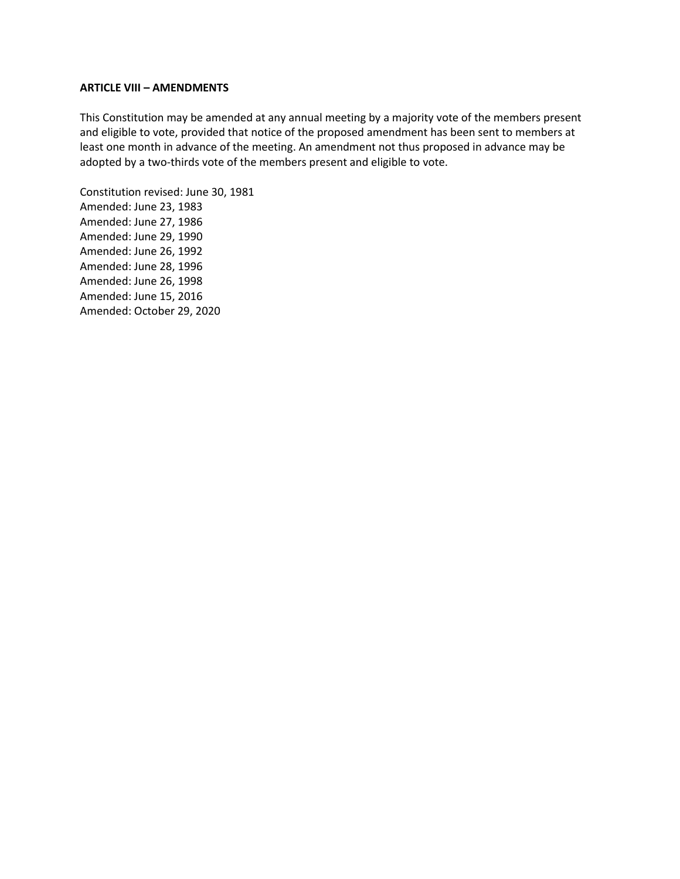**ARTICLE VIII – AMENDMENTS**

This Constitution may be amended at any annual meeting by a majority vote of the members present and eligible to vote, provided that notice of the proposed amendment has been sent to members at least one month in advance of the meeting. An amendment not thus proposed in advance may be adopted by a two-thirds vote of the members present and eligible to vote.

Constitution revised: June 30, 1981  
Amended: June 23, 1983  
Amended: June 27, 1986  
Amended: June 29, 1990  
Amended: June 26, 1992  
Amended: June 28, 1996  
Amended: June 26, 1998  
Amended: June 15, 2016  
Amended: October 29, 2020